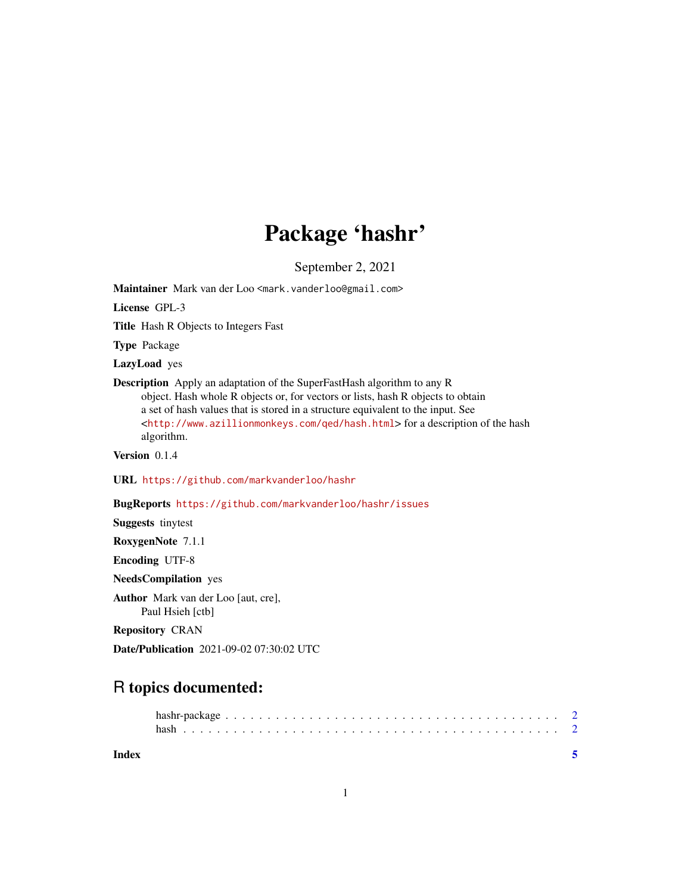# Package 'hashr'

September 2, 2021

**Maintainer** Mark van der Loo <mark.vanderloo@gmail.com>

**License** GPL-3

**Title** Hash R Objects to Integers Fast

**Type** Package

**LazyLoad** yes

**Description** Apply an adaptation of the SuperFastHash algorithm to any R object. Hash whole R objects or, for vectors or lists, hash R objects to obtain a set of hash values that is stored in a structure equivalent to the input. See <http://www.azillionmonkeys.com/qed/hash.html> for a description of the hash algorithm.

**Version** 0.1.4

**URL** https://github.com/markvanderloo/hashr

**BugReports** https://github.com/markvanderloo/hashr/issues

**Suggests** tinytest

**RoxygenNote** 7.1.1

**Encoding** UTF-8

**NeedsCompilation** yes

**Author** Mark van der Loo [aut, cre], Paul Hsieh [ctb]

**Repository** CRAN

**Date/Publication** 2021-09-02 07:30:02 UTC

## R topics documented:

hashr-package . . . . . . . . . . . . . . . . . . . . . . . . . . . . . . . . . . . . . . 2
hash . . . . . . . . . . . . . . . . . . . . . . . . . . . . . . . . . . . . . . . . . . . 2

**Index** **5**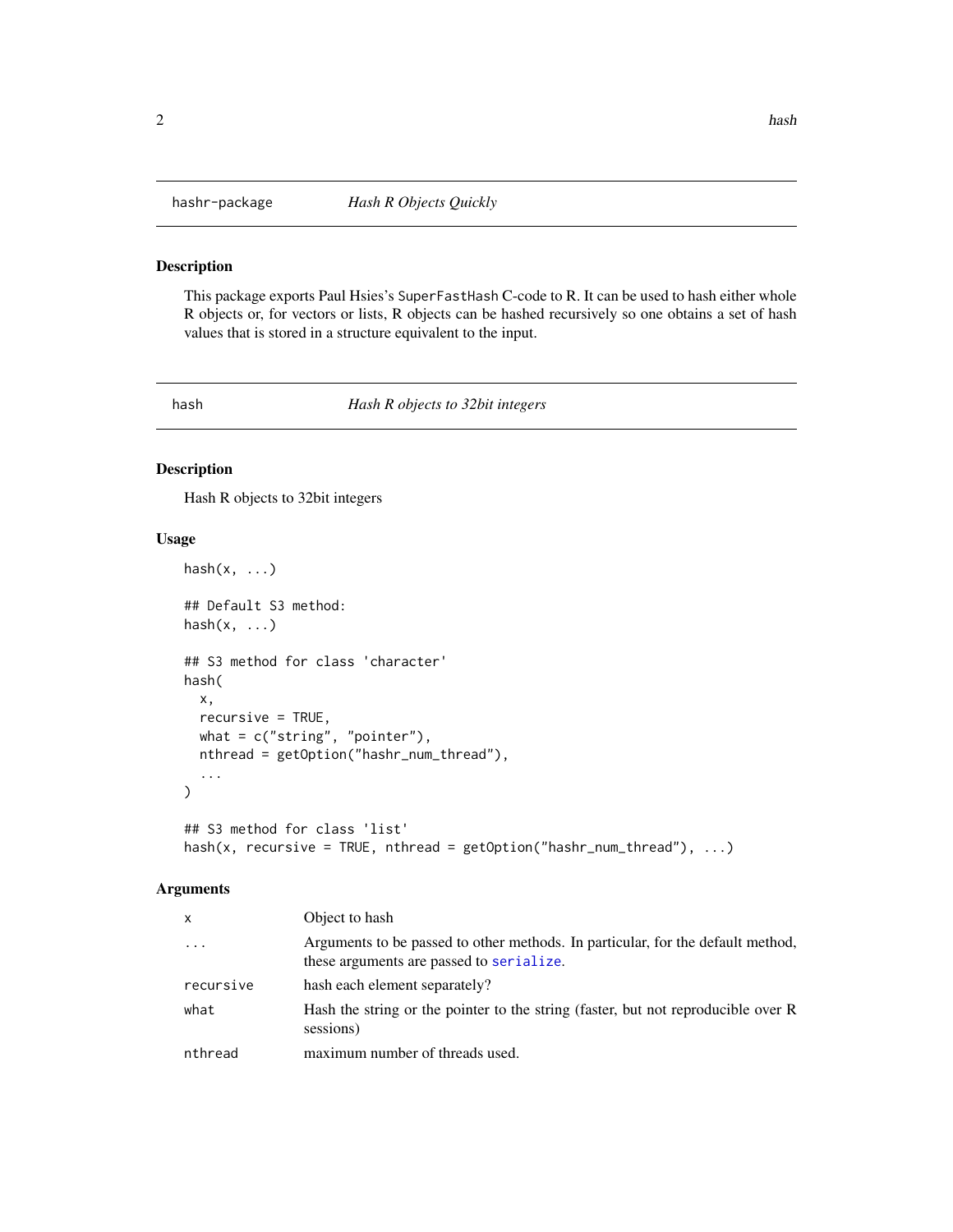## hashr-package — *Hash R Objects Quickly*

### Description

This package exports Paul Hsies's `SuperFastHash` C-code to R. It can be used to hash either whole R objects or, for vectors or lists, R objects can be hashed recursively so one obtains a set of hash values that is stored in a structure equivalent to the input.

## hash — *Hash R objects to 32bit integers*

### Description

Hash R objects to 32bit integers

### Usage

```
hash(x, ...)

## Default S3 method:
hash(x, ...)

## S3 method for class 'character'
hash(
  x,
  recursive = TRUE,
  what = c("string", "pointer"),
  nthread = getOption("hashr_num_thread"),
  ...
)

## S3 method for class 'list'
hash(x, recursive = TRUE, nthread = getOption("hashr_num_thread"), ...)
```

### Arguments

| | |
|---|---|
| `x` | Object to hash |
| `...` | Arguments to be passed to other methods. In particular, for the default method, these arguments are passed to `serialize`. |
| `recursive` | hash each element separately? |
| `what` | Hash the string or the pointer to the string (faster, but not reproducible over R sessions) |
| `nthread` | maximum number of threads used. |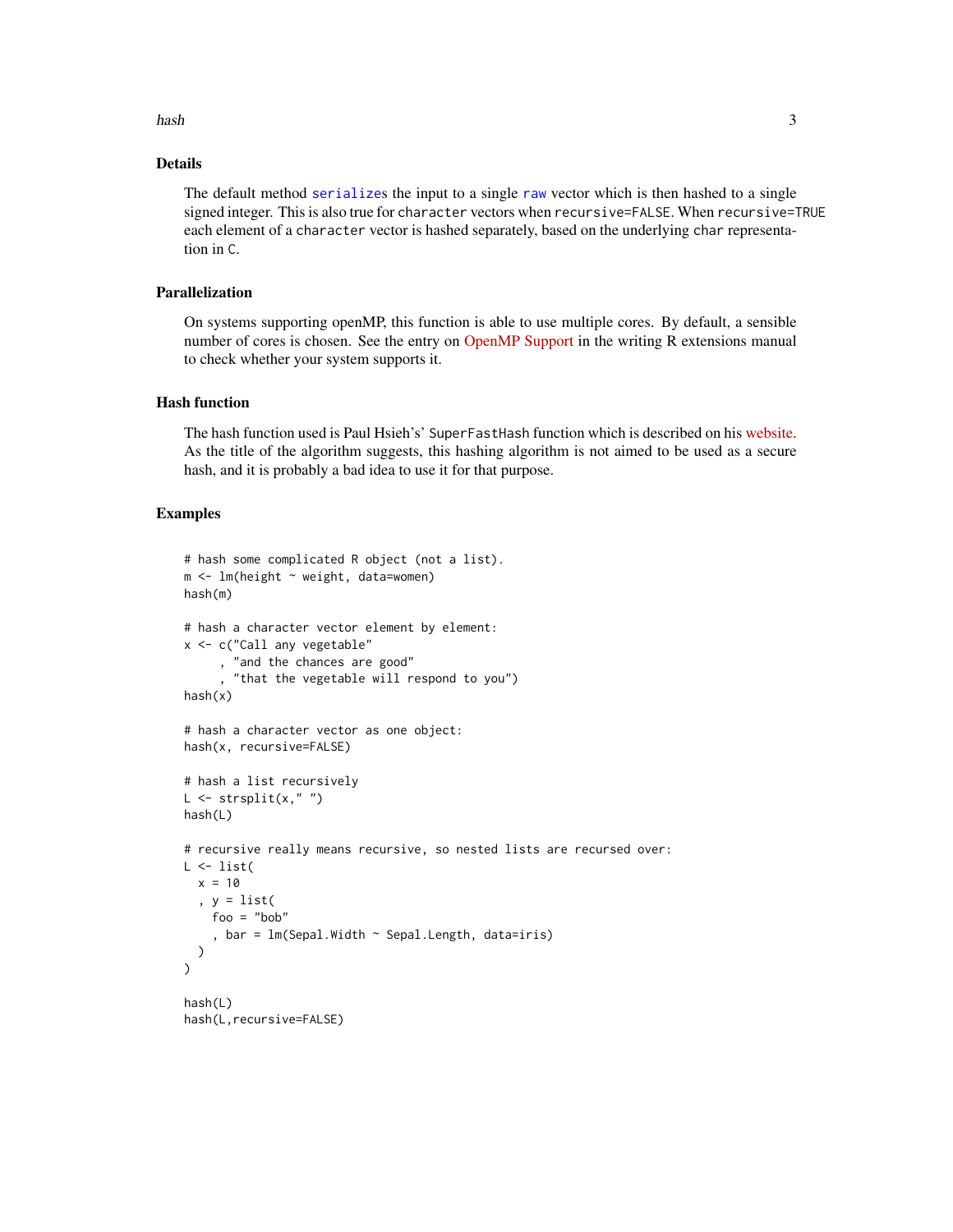## Details

The default method serializes the input to a single raw vector which is then hashed to a single signed integer. This is also true for character vectors when recursive=FALSE. When recursive=TRUE each element of a character vector is hashed separately, based on the underlying char representation in C.

## Parallelization

On systems supporting openMP, this function is able to use multiple cores. By default, a sensible number of cores is chosen. See the entry on OpenMP Support in the writing R extensions manual to check whether your system supports it.

## Hash function

The hash function used is Paul Hsieh's' SuperFastHash function which is described on his website. As the title of the algorithm suggests, this hashing algorithm is not aimed to be used as a secure hash, and it is probably a bad idea to use it for that purpose.

## Examples

```
# hash some complicated R object (not a list).
m <- lm(height ~ weight, data=women)
hash(m)

# hash a character vector element by element:
x <- c("Call any vegetable"
     , "and the chances are good"
     , "that the vegetable will respond to you")
hash(x)

# hash a character vector as one object:
hash(x, recursive=FALSE)

# hash a list recursively
L <- strsplit(x," ")
hash(L)

# recursive really means recursive, so nested lists are recursed over:
L <- list(
  x = 10
  , y = list(
    foo = "bob"
    , bar = lm(Sepal.Width ~ Sepal.Length, data=iris)
  )
)

hash(L)
hash(L,recursive=FALSE)
```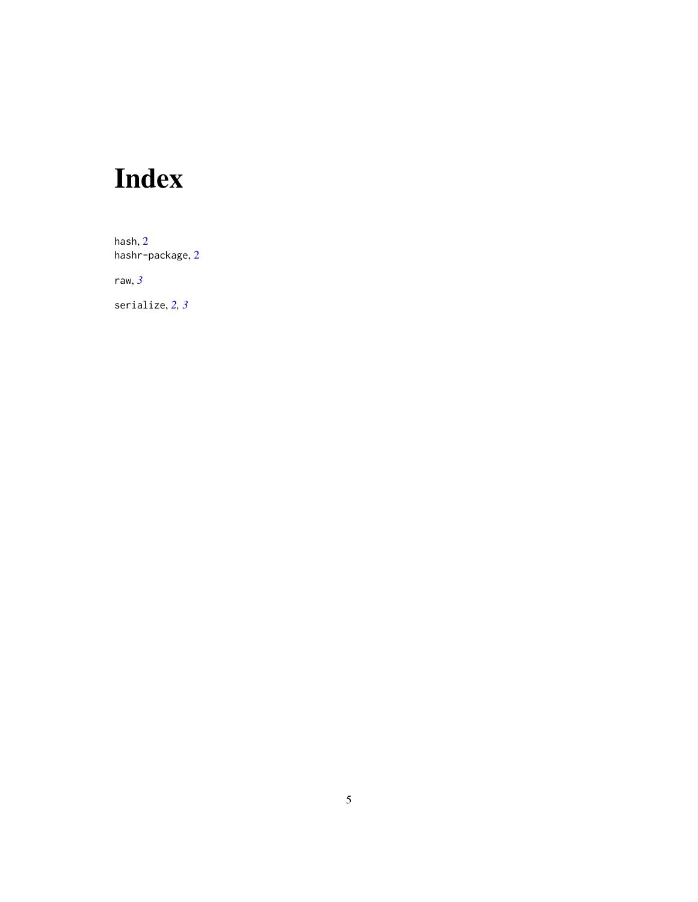# Index

hash, 2
hashr-package, 2

raw, *3*

serialize, *2, 3*